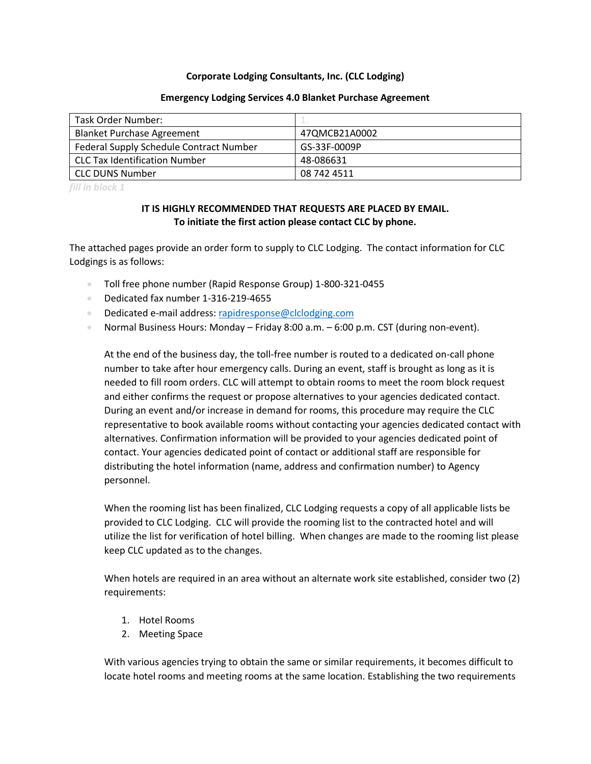**Corporate Lodging Consultants, Inc. (CLC Lodging)**

**Emergency Lodging Services 4.0 Blanket Purchase Agreement**

| Task Order Number: | 1. |
| --- | --- |
| Blanket Purchase Agreement | 47QMCB21A0002 |
| Federal Supply Schedule Contract Number | GS-33F-0009P |
| CLC Tax Identification Number | 48-086631 |
| CLC DUNS Number | 08 742 4511 |

*fill in block 1*

**IT IS HIGHLY RECOMMENDED THAT REQUESTS ARE PLACED BY EMAIL.**
**To initiate the first action please contact CLC by phone.**

The attached pages provide an order form to supply to CLC Lodging. The contact information for CLC Lodgings is as follows:

- Toll free phone number (Rapid Response Group) 1-800-321-0455
- Dedicated fax number 1-316-219-4655
- Dedicated e-mail address: rapidresponse@clclodging.com
- Normal Business Hours: Monday – Friday 8:00 a.m. – 6:00 p.m. CST (during non-event).

  At the end of the business day, the toll-free number is routed to a dedicated on-call phone number to take after hour emergency calls. During an event, staff is brought as long as it is needed to fill room orders. CLC will attempt to obtain rooms to meet the room block request and either confirms the request or propose alternatives to your agencies dedicated contact. During an event and/or increase in demand for rooms, this procedure may require the CLC representative to book available rooms without contacting your agencies dedicated contact with alternatives. Confirmation information will be provided to your agencies dedicated point of contact. Your agencies dedicated point of contact or additional staff are responsible for distributing the hotel information (name, address and confirmation number) to Agency personnel.

  When the rooming list has been finalized, CLC Lodging requests a copy of all applicable lists be provided to CLC Lodging. CLC will provide the rooming list to the contracted hotel and will utilize the list for verification of hotel billing. When changes are made to the rooming list please keep CLC updated as to the changes.

  When hotels are required in an area without an alternate work site established, consider two (2) requirements:

  1. Hotel Rooms
  2. Meeting Space

  With various agencies trying to obtain the same or similar requirements, it becomes difficult to locate hotel rooms and meeting rooms at the same location. Establishing the two requirements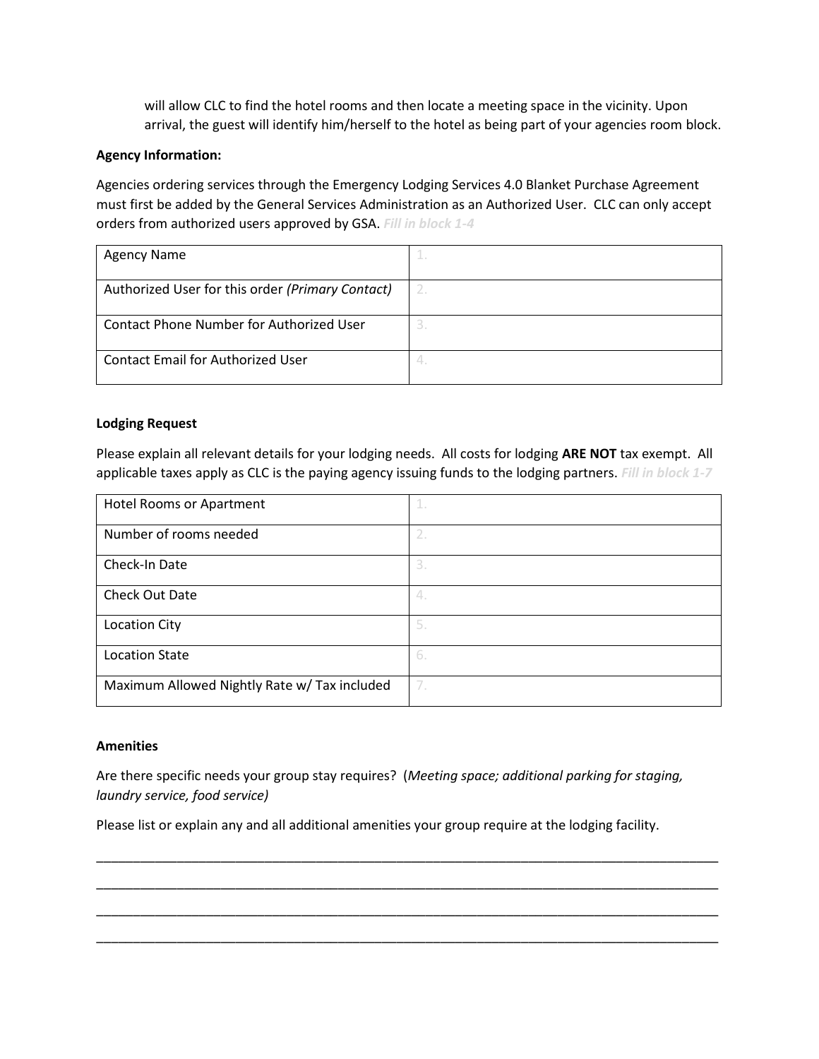will allow CLC to find the hotel rooms and then locate a meeting space in the vicinity. Upon arrival, the guest will identify him/herself to the hotel as being part of your agencies room block.

**Agency Information:**

Agencies ordering services through the Emergency Lodging Services 4.0 Blanket Purchase Agreement must first be added by the General Services Administration as an Authorized User. CLC can only accept orders from authorized users approved by GSA. ***Fill in block 1-4***

| Agency Name | 1. |
|---|---|
| Authorized User for this order *(Primary Contact)* | 2. |
| Contact Phone Number for Authorized User | 3. |
| Contact Email for Authorized User | 4. |

**Lodging Request**

Please explain all relevant details for your lodging needs. All costs for lodging **ARE NOT** tax exempt. All applicable taxes apply as CLC is the paying agency issuing funds to the lodging partners. ***Fill in block 1-7***

| Hotel Rooms or Apartment | 1. |
|---|---|
| Number of rooms needed | 2. |
| Check-In Date | 3. |
| Check Out Date | 4. |
| Location City | 5. |
| Location State | 6. |
| Maximum Allowed Nightly Rate w/ Tax included | 7. |

**Amenities**

Are there specific needs your group stay requires? (*Meeting space; additional parking for staging, laundry service, food service)*

Please list or explain any and all additional amenities your group require at the lodging facility.

___________________________________________________________________________________

___________________________________________________________________________________

___________________________________________________________________________________

___________________________________________________________________________________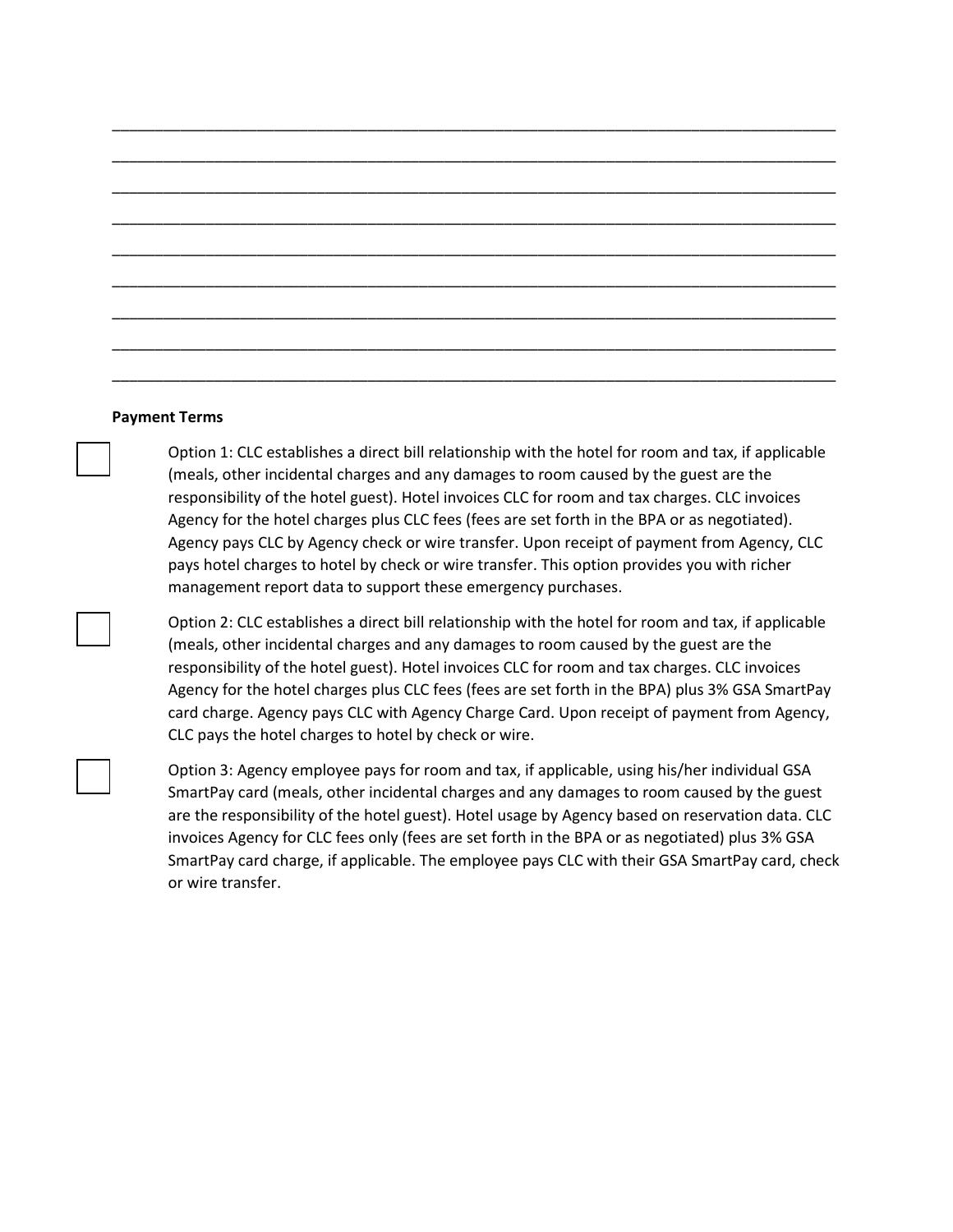_______________________________________________________________________________

_______________________________________________________________________________

_______________________________________________________________________________

_______________________________________________________________________________

_______________________________________________________________________________

_______________________________________________________________________________

_______________________________________________________________________________

_______________________________________________________________________________

_______________________________________________________________________________

**Payment Terms**

☐ Option 1: CLC establishes a direct bill relationship with the hotel for room and tax, if applicable (meals, other incidental charges and any damages to room caused by the guest are the responsibility of the hotel guest). Hotel invoices CLC for room and tax charges. CLC invoices Agency for the hotel charges plus CLC fees (fees are set forth in the BPA or as negotiated). Agency pays CLC by Agency check or wire transfer. Upon receipt of payment from Agency, CLC pays hotel charges to hotel by check or wire transfer. This option provides you with richer management report data to support these emergency purchases.

☐ Option 2: CLC establishes a direct bill relationship with the hotel for room and tax, if applicable (meals, other incidental charges and any damages to room caused by the guest are the responsibility of the hotel guest). Hotel invoices CLC for room and tax charges. CLC invoices Agency for the hotel charges plus CLC fees (fees are set forth in the BPA) plus 3% GSA SmartPay card charge. Agency pays CLC with Agency Charge Card. Upon receipt of payment from Agency, CLC pays the hotel charges to hotel by check or wire.

☐ Option 3: Agency employee pays for room and tax, if applicable, using his/her individual GSA SmartPay card (meals, other incidental charges and any damages to room caused by the guest are the responsibility of the hotel guest). Hotel usage by Agency based on reservation data. CLC invoices Agency for CLC fees only (fees are set forth in the BPA or as negotiated) plus 3% GSA SmartPay card charge, if applicable. The employee pays CLC with their GSA SmartPay card, check or wire transfer.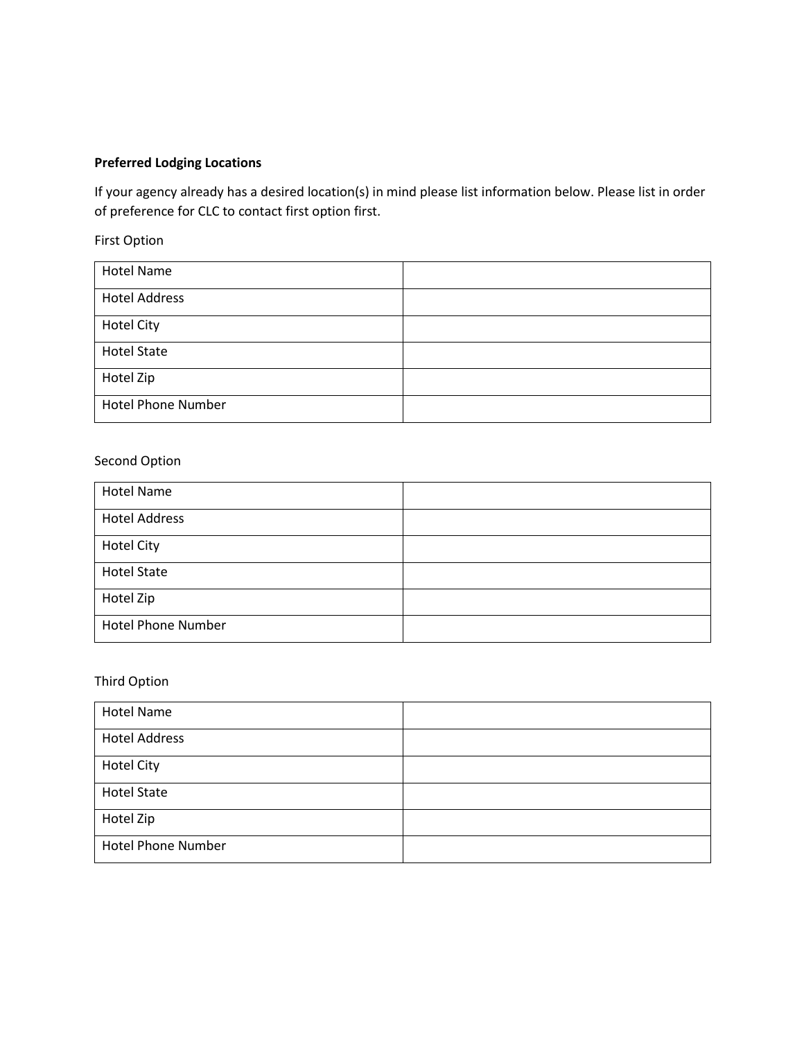**Preferred Lodging Locations**

If your agency already has a desired location(s) in mind please list information below. Please list in order of preference for CLC to contact first option first.

First Option

| | |
|---|---|
| Hotel Name | |
| Hotel Address | |
| Hotel City | |
| Hotel State | |
| Hotel Zip | |
| Hotel Phone Number | |

Second Option

| | |
|---|---|
| Hotel Name | |
| Hotel Address | |
| Hotel City | |
| Hotel State | |
| Hotel Zip | |
| Hotel Phone Number | |

Third Option

| | |
|---|---|
| Hotel Name | |
| Hotel Address | |
| Hotel City | |
| Hotel State | |
| Hotel Zip | |
| Hotel Phone Number | |